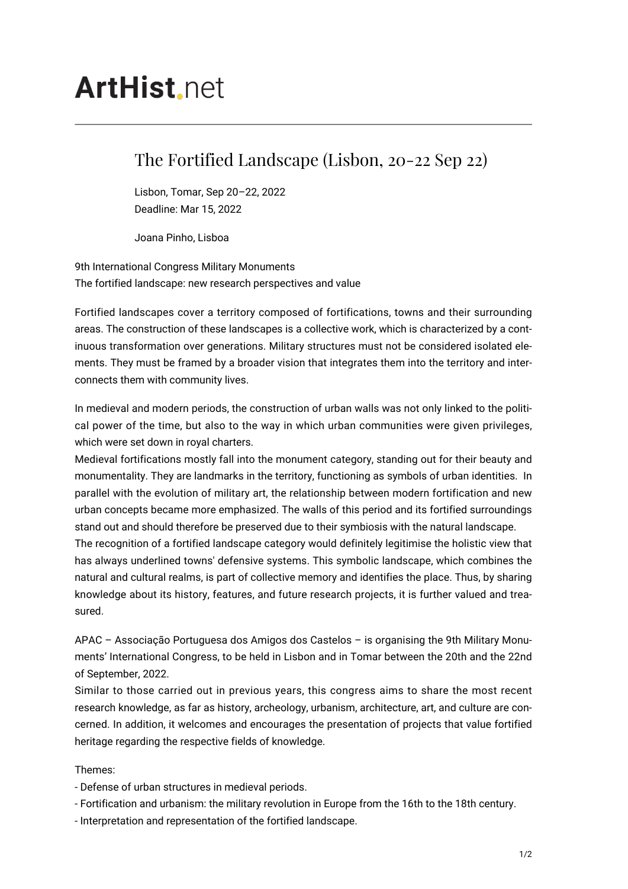# ArtHist.net

## The Fortified Landscape (Lisbon, 20-22 Sep 22)

Lisbon, Tomar, Sep 20–22, 2022
Deadline: Mar 15, 2022

Joana Pinho, Lisboa

9th International Congress Military Monuments
The fortified landscape: new research perspectives and value

Fortified landscapes cover a territory composed of fortifications, towns and their surrounding areas. The construction of these landscapes is a collective work, which is characterized by a continuous transformation over generations. Military structures must not be considered isolated elements. They must be framed by a broader vision that integrates them into the territory and interconnects them with community lives.

In medieval and modern periods, the construction of urban walls was not only linked to the political power of the time, but also to the way in which urban communities were given privileges, which were set down in royal charters.
Medieval fortifications mostly fall into the monument category, standing out for their beauty and monumentality. They are landmarks in the territory, functioning as symbols of urban identities. In parallel with the evolution of military art, the relationship between modern fortification and new urban concepts became more emphasized. The walls of this period and its fortified surroundings stand out and should therefore be preserved due to their symbiosis with the natural landscape.
The recognition of a fortified landscape category would definitely legitimise the holistic view that has always underlined towns' defensive systems. This symbolic landscape, which combines the natural and cultural realms, is part of collective memory and identifies the place. Thus, by sharing knowledge about its history, features, and future research projects, it is further valued and treasured.

APAC – Associação Portuguesa dos Amigos dos Castelos – is organising the 9th Military Monuments' International Congress, to be held in Lisbon and in Tomar between the 20th and the 22nd of September, 2022.
Similar to those carried out in previous years, this congress aims to share the most recent research knowledge, as far as history, archeology, urbanism, architecture, art, and culture are concerned. In addition, it welcomes and encourages the presentation of projects that value fortified heritage regarding the respective fields of knowledge.

Themes:
- Defense of urban structures in medieval periods.
- Fortification and urbanism: the military revolution in Europe from the 16th to the 18th century.
- Interpretation and representation of the fortified landscape.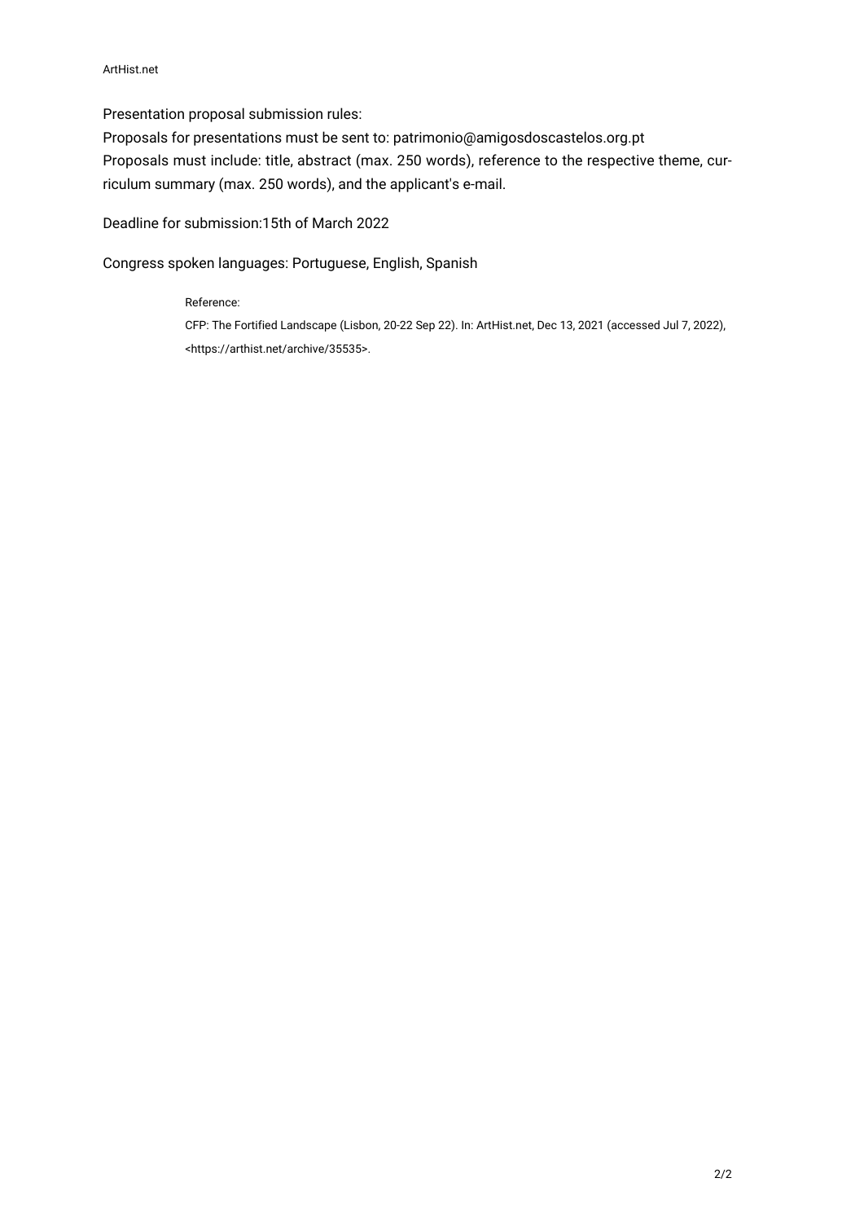Presentation proposal submission rules:
Proposals for presentations must be sent to: patrimonio@amigosdoscastelos.org.pt
Proposals must include: title, abstract (max. 250 words), reference to the respective theme, curriculum summary (max. 250 words), and the applicant's e-mail.

Deadline for submission:15th of March 2022

Congress spoken languages: Portuguese, English, Spanish

Reference:

CFP: The Fortified Landscape (Lisbon, 20-22 Sep 22). In: ArtHist.net, Dec 13, 2021 (accessed Jul 7, 2022), <https://arthist.net/archive/35535>.